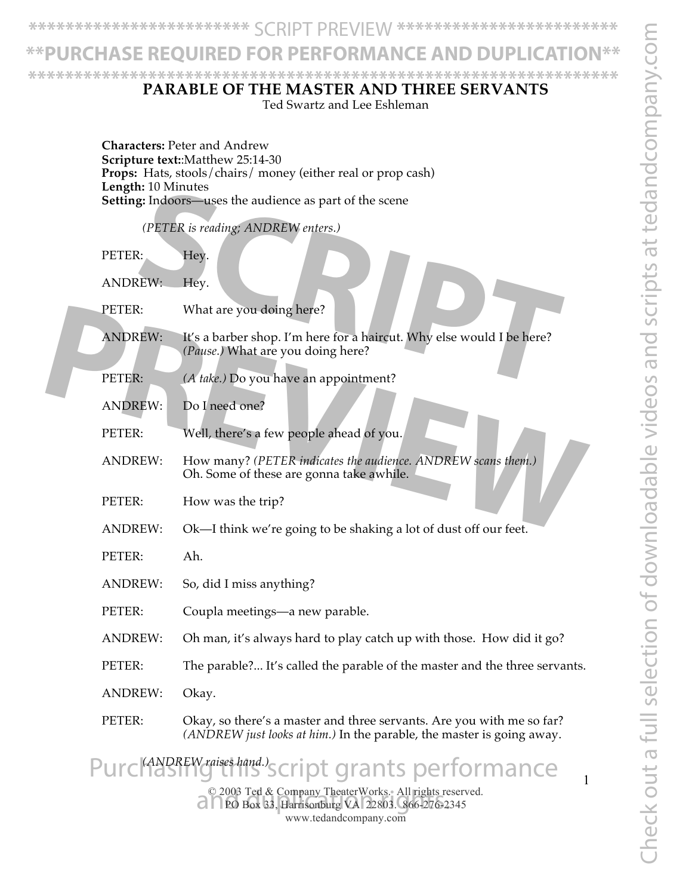# PARABLE OF THE MASTER AND THREE SERVANTS

Ted Swartz and Lee Eshleman

**Characters:** Peter and Andrew
**Scripture text:**:Matthew 25:14-30
**Props:** Hats, stools/chairs/ money (either real or prop cash)
**Length:** 10 Minutes
**Setting:** Indoors—uses the audience as part of the scene

*(PETER is reading; ANDREW enters.)*

PETER: Hey.

ANDREW: Hey.

PETER: What are you doing here?

ANDREW: It's a barber shop. I'm here for a haircut. Why else would I be here? *(Pause.)* What are you doing here?

PETER: *(A take.)* Do you have an appointment?

ANDREW: Do I need one?

PETER: Well, there's a few people ahead of you.

ANDREW: How many? *(PETER indicates the audience. ANDREW scans them.)* Oh. Some of these are gonna take awhile.

PETER: How was the trip?

ANDREW: Ok—I think we're going to be shaking a lot of dust off our feet.

PETER: Ah.

ANDREW: So, did I miss anything?

PETER: Coupla meetings—a new parable.

ANDREW: Oh man, it's always hard to play catch up with those. How did it go?

PETER: The parable?... It's called the parable of the master and the three servants.

ANDREW: Okay.

PETER: Okay, so there's a master and three servants. Are you with me so far? *(ANDREW just looks at him.)* In the parable, the master is going away.

*(ANDREW raises hand.)*

© 2003 Ted & Company TheaterWorks. All rights reserved.
PO Box 33, Harrisonburg VA 22803. 866-276-2345
www.tedandcompany.com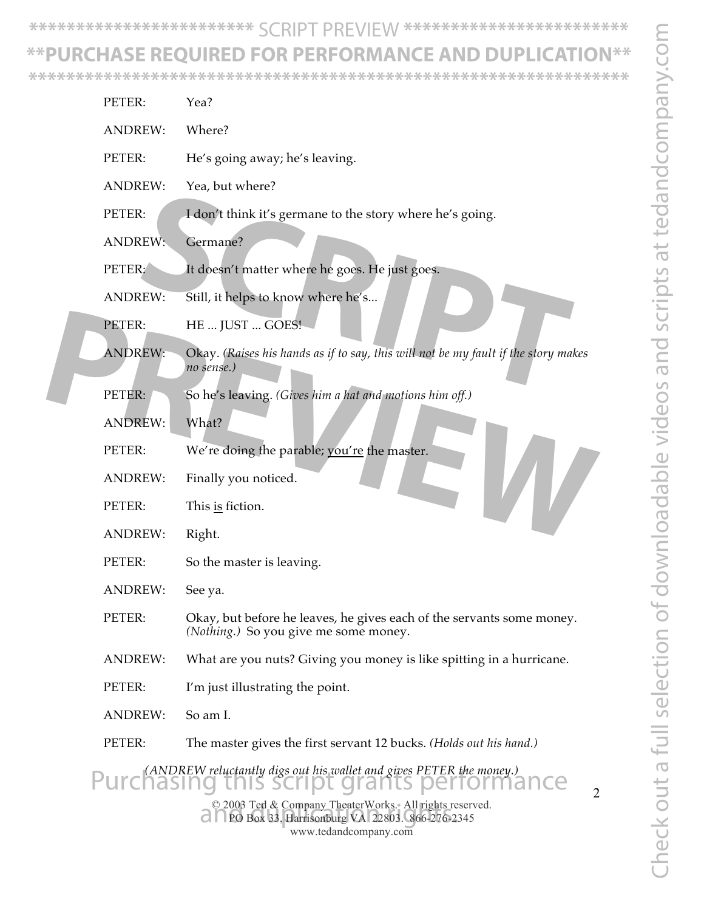PETER: Yea?

ANDREW: Where?

PETER: He's going away; he's leaving.

ANDREW: Yea, but where?

PETER: I don't think it's germane to the story where he's going.

ANDREW: Germane?

PETER: It doesn't matter where he goes. He just goes.

ANDREW: Still, it helps to know where he's...

PETER: HE ... JUST ... GOES!

ANDREW: Okay. *(Raises his hands as if to say, this will not be my fault if the story makes no sense.)*

PETER: So he's leaving. *(Gives him a hat and motions him off.)*

ANDREW: What?

PETER: We're doing the parable; <u>you're</u> the master.

ANDREW: Finally you noticed.

PETER: This <u>is</u> fiction.

ANDREW: Right.

PETER: So the master is leaving.

ANDREW: See ya.

PETER: Okay, but before he leaves, he gives each of the servants some money. *(Nothing.)* So you give me some money.

ANDREW: What are you nuts? Giving you money is like spitting in a hurricane.

PETER: I'm just illustrating the point.

ANDREW: So am I.

PETER: The master gives the first servant 12 bucks. *(Holds out his hand.)*

*(ANDREW reluctantly digs out his wallet and gives PETER the money.)*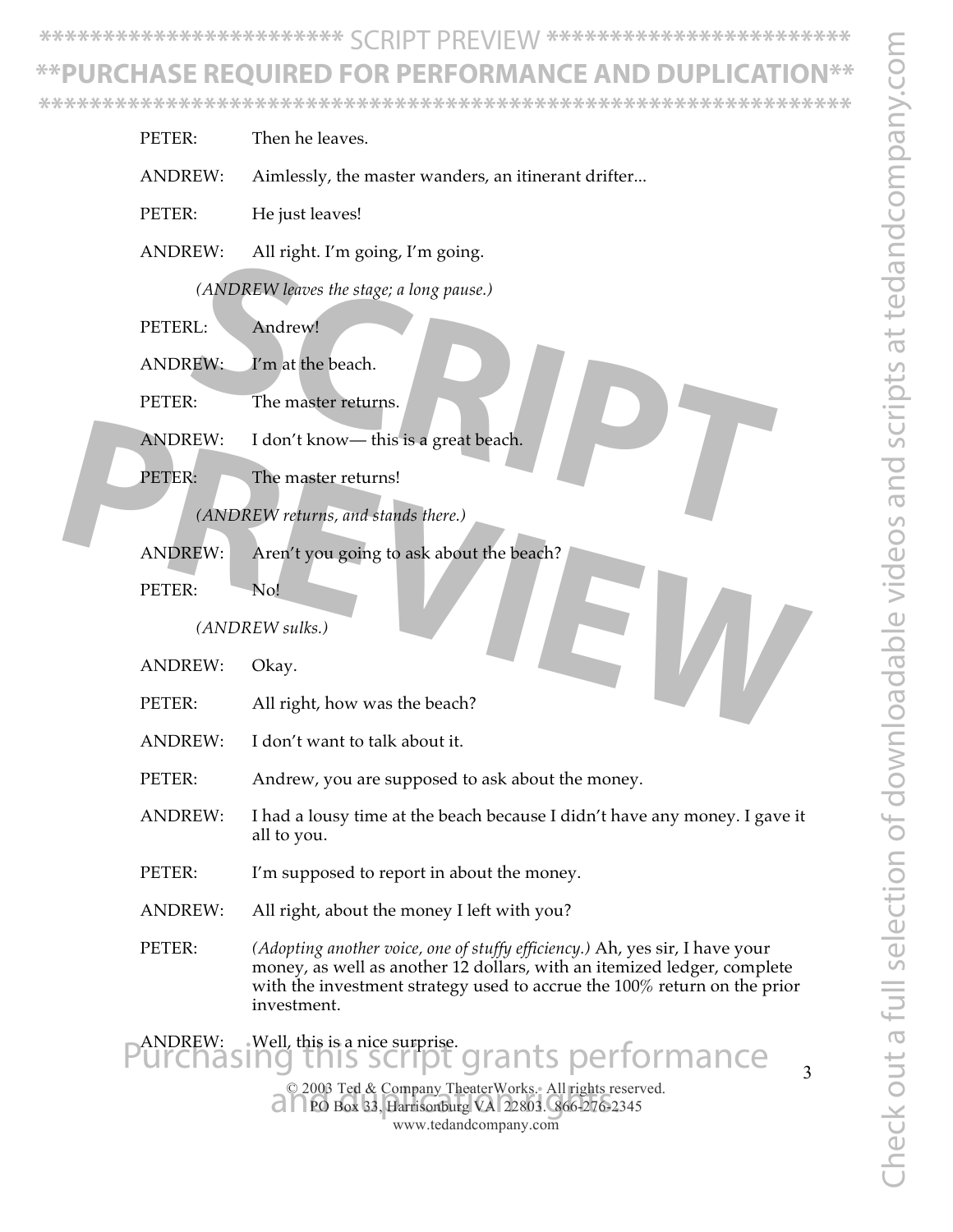PETER: Then he leaves.

ANDREW: Aimlessly, the master wanders, an itinerant drifter...

PETER: He just leaves!

ANDREW: All right. I'm going, I'm going.

*(ANDREW leaves the stage; a long pause.)*

PETERL: Andrew!

ANDREW: I'm at the beach.

PETER: The master returns.

ANDREW: I don't know— this is a great beach.

PETER: The master returns!

*(ANDREW returns, and stands there.)*

ANDREW: Aren't you going to ask about the beach?

PETER: No!

*(ANDREW sulks.)*

ANDREW: Okay.

PETER: All right, how was the beach?

ANDREW: I don't want to talk about it.

PETER: Andrew, you are supposed to ask about the money.

ANDREW: I had a lousy time at the beach because I didn't have any money. I gave it all to you.

PETER: I'm supposed to report in about the money.

ANDREW: All right, about the money I left with you?

PETER: *(Adopting another voice, one of stuffy efficiency.)* Ah, yes sir, I have your money, as well as another 12 dollars, with an itemized ledger, complete with the investment strategy used to accrue the 100% return on the prior investment.

ANDREW: Well, this is a nice surprise.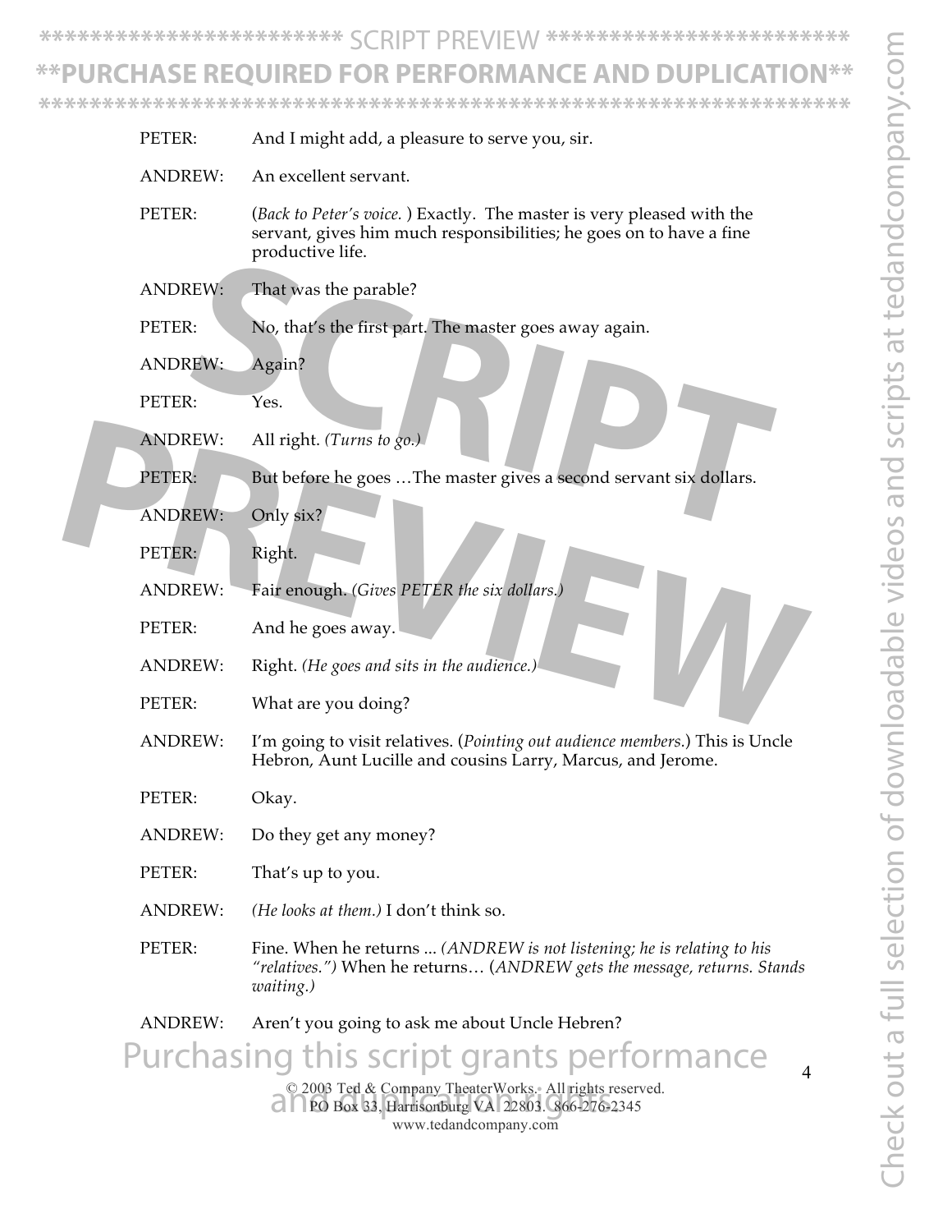PETER: And I might add, a pleasure to serve you, sir.

ANDREW: An excellent servant.

PETER: (*Back to Peter's voice.* ) Exactly. The master is very pleased with the servant, gives him much responsibilities; he goes on to have a fine productive life.

ANDREW: That was the parable?

PETER: No, that's the first part. The master goes away again.

ANDREW: Again?

PETER: Yes.

ANDREW: All right. *(Turns to go.)*

PETER: But before he goes …The master gives a second servant six dollars.

ANDREW: Only six?

PETER: Right.

ANDREW: Fair enough. (*Gives PETER the six dollars.)*

PETER: And he goes away.

ANDREW: Right. *(He goes and sits in the audience.)*

PETER: What are you doing?

ANDREW: I'm going to visit relatives. (*Pointing out audience members.*) This is Uncle Hebron, Aunt Lucille and cousins Larry, Marcus, and Jerome.

PETER: Okay.

ANDREW: Do they get any money?

PETER: That's up to you.

ANDREW: *(He looks at them.)* I don't think so.

PETER: Fine. When he returns ... *(ANDREW is not listening; he is relating to his "relatives.")* When he returns… (*ANDREW gets the message, returns. Stands waiting.)*

ANDREW: Aren't you going to ask me about Uncle Hebren?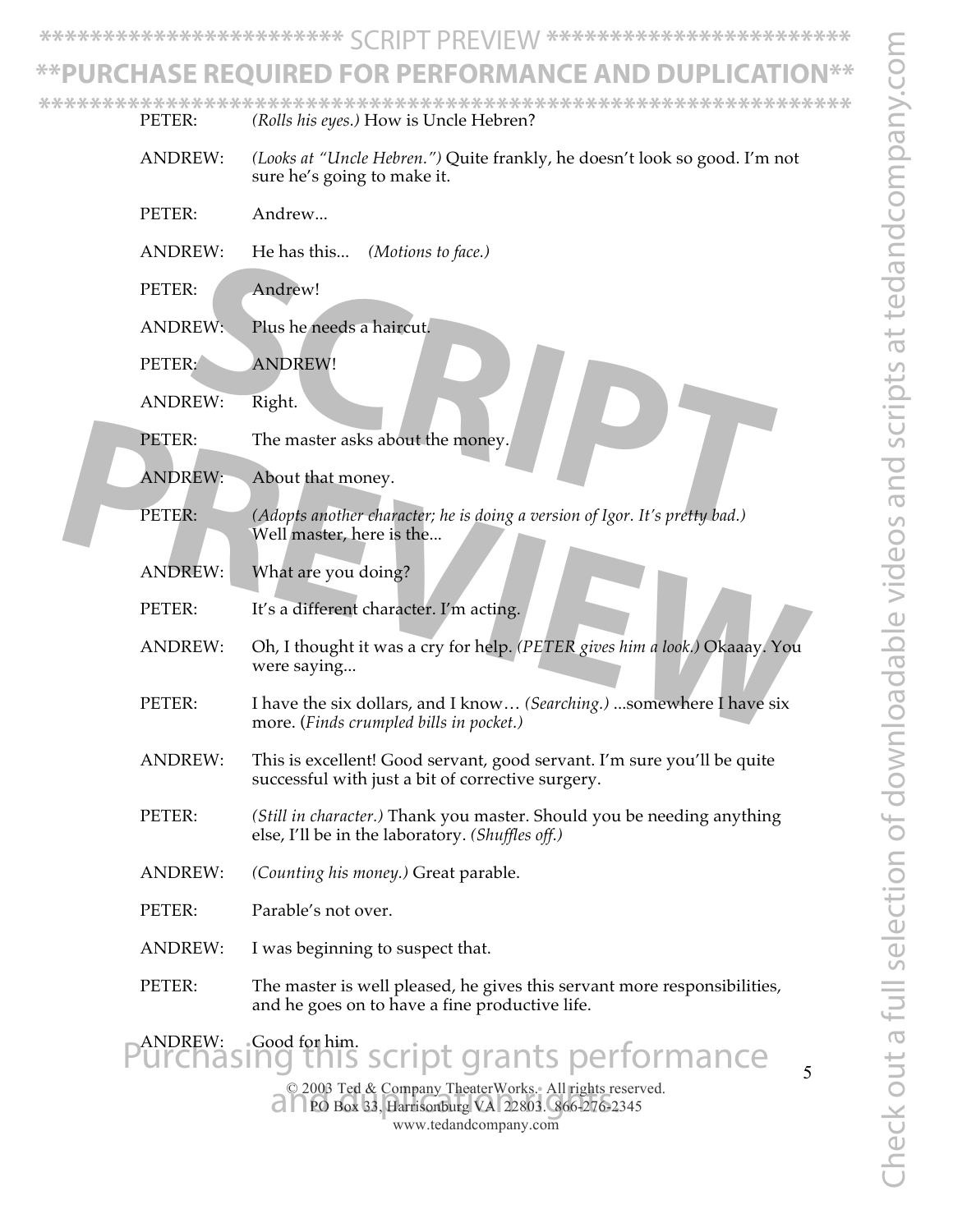PETER: *(Rolls his eyes.)* How is Uncle Hebren?

ANDREW: *(Looks at "Uncle Hebren.")* Quite frankly, he doesn't look so good. I'm not sure he's going to make it.

PETER: Andrew...

ANDREW: He has this... *(Motions to face.)*

PETER: Andrew!

ANDREW: Plus he needs a haircut.

PETER: ANDREW!

ANDREW: Right.

PETER: The master asks about the money.

ANDREW: About that money.

PETER: *(Adopts another character; he is doing a version of Igor. It's pretty bad.)* Well master, here is the...

ANDREW: What are you doing?

PETER: It's a different character. I'm acting.

ANDREW: Oh, I thought it was a cry for help. *(PETER gives him a look.)* Okaaay. You were saying...

PETER: I have the six dollars, and I know… *(Searching.)* ...somewhere I have six more. *(Finds crumpled bills in pocket.)*

ANDREW: This is excellent! Good servant, good servant. I'm sure you'll be quite successful with just a bit of corrective surgery.

PETER: *(Still in character.)* Thank you master. Should you be needing anything else, I'll be in the laboratory. *(Shuffles off.)*

ANDREW: *(Counting his money.)* Great parable.

PETER: Parable's not over.

ANDREW: I was beginning to suspect that.

PETER: The master is well pleased, he gives this servant more responsibilities, and he goes on to have a fine productive life.

ANDREW: Good for him.

© 2003 Ted & Company TheaterWorks. All rights reserved.
PO Box 33, Harrisonburg VA 22803. 866-276-2345
www.tedandcompany.com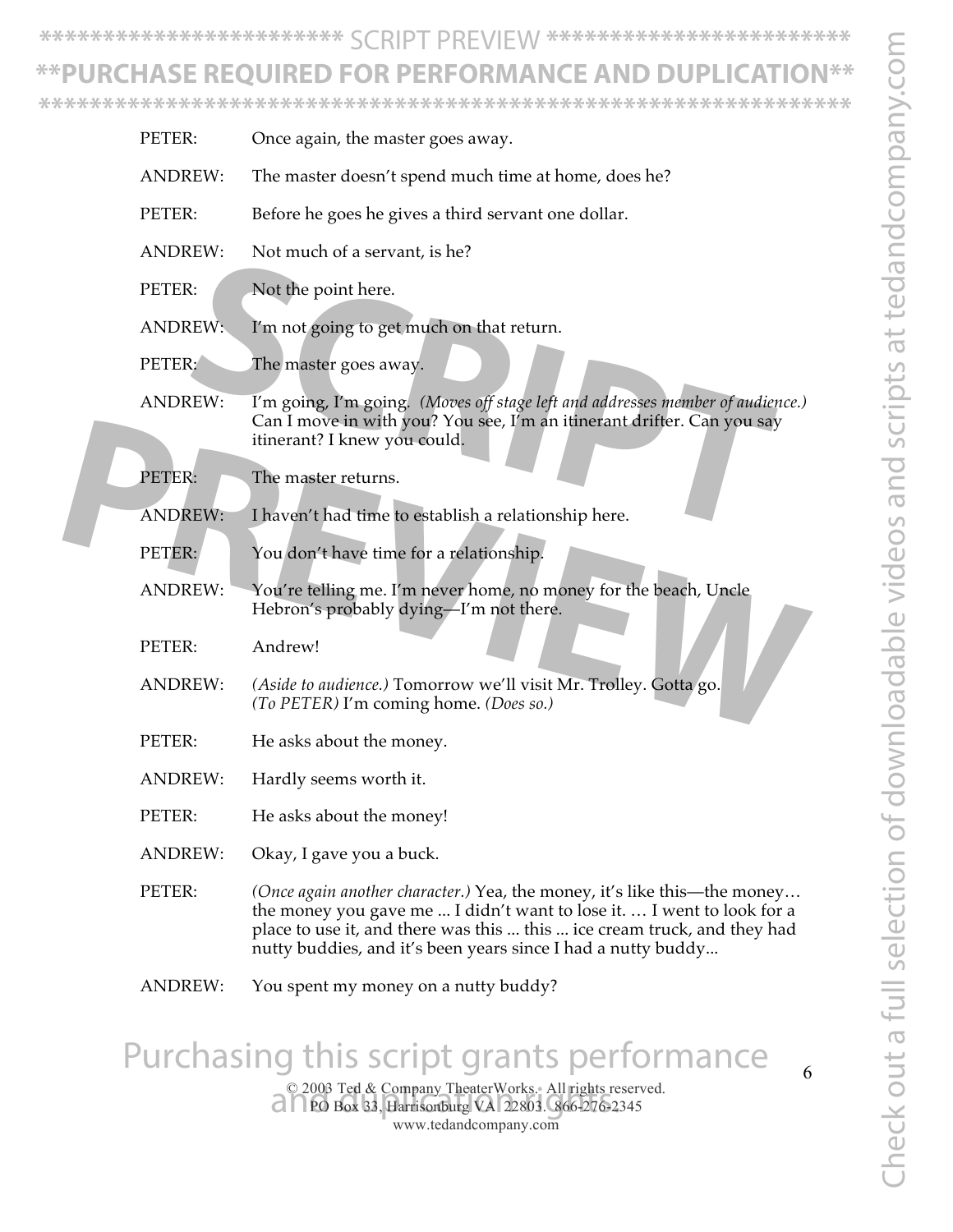PETER: Once again, the master goes away.

ANDREW: The master doesn't spend much time at home, does he?

PETER: Before he goes he gives a third servant one dollar.

ANDREW: Not much of a servant, is he?

PETER: Not the point here.

ANDREW: I'm not going to get much on that return.

PETER: The master goes away.

ANDREW: I'm going, I'm going. *(Moves off stage left and addresses member of audience.)* Can I move in with you? You see, I'm an itinerant drifter. Can you say itinerant? I knew you could.

PETER: The master returns.

ANDREW: I haven't had time to establish a relationship here.

PETER: You don't have time for a relationship.

ANDREW: You're telling me. I'm never home, no money for the beach, Uncle Hebron's probably dying—I'm not there.

PETER: Andrew!

ANDREW: *(Aside to audience.)* Tomorrow we'll visit Mr. Trolley. Gotta go. *(To PETER)* I'm coming home. *(Does so.)*

PETER: He asks about the money.

ANDREW: Hardly seems worth it.

PETER: He asks about the money!

ANDREW: Okay, I gave you a buck.

PETER: *(Once again another character.)* Yea, the money, it's like this—the money… the money you gave me ... I didn't want to lose it. … I went to look for a place to use it, and there was this ... this ... ice cream truck, and they had nutty buddies, and it's been years since I had a nutty buddy...

ANDREW: You spent my money on a nutty buddy?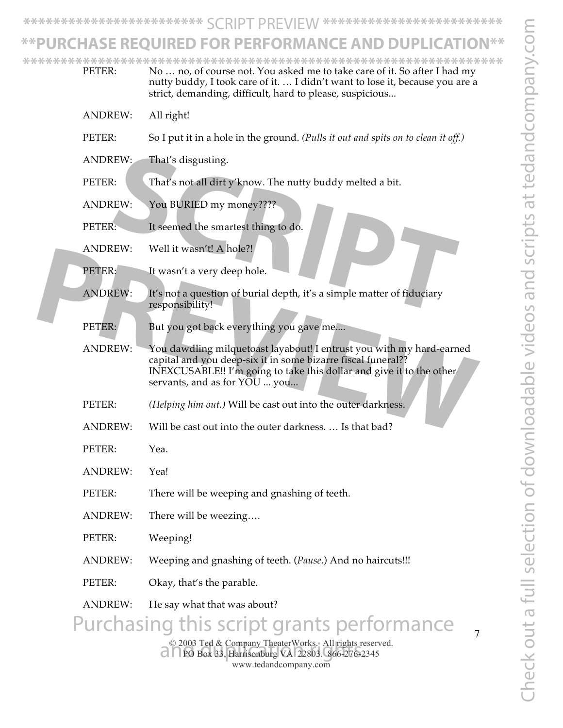PETER: No … no, of course not. You asked me to take care of it. So after I had my nutty buddy, I took care of it. … I didn't want to lose it, because you are a strict, demanding, difficult, hard to please, suspicious...

ANDREW: All right!

PETER: So I put it in a hole in the ground. *(Pulls it out and spits on to clean it off.)*

ANDREW: That's disgusting.

PETER: That's not all dirt y'know. The nutty buddy melted a bit.

ANDREW: You BURIED my money????

PETER: It seemed the smartest thing to do.

ANDREW: Well it wasn't! A hole?!

PETER: It wasn't a very deep hole.

ANDREW: It's not a question of burial depth, it's a simple matter of fiduciary responsibility!

PETER: But you got back everything you gave me....

ANDREW: You dawdling milquetoast layabout! I entrust you with my hard-earned capital and you deep-six it in some bizarre fiscal funeral?? INEXCUSABLE!! I'm going to take this dollar and give it to the other servants, and as for YOU ... you...

PETER: *(Helping him out.)* Will be cast out into the outer darkness.

ANDREW: Will be cast out into the outer darkness. … Is that bad?

PETER: Yea.

ANDREW: Yea!

PETER: There will be weeping and gnashing of teeth.

ANDREW: There will be weezing….

PETER: Weeping!

ANDREW: Weeping and gnashing of teeth. (*Pause.*) And no haircuts!!!

PETER: Okay, that's the parable.

ANDREW: He say what that was about?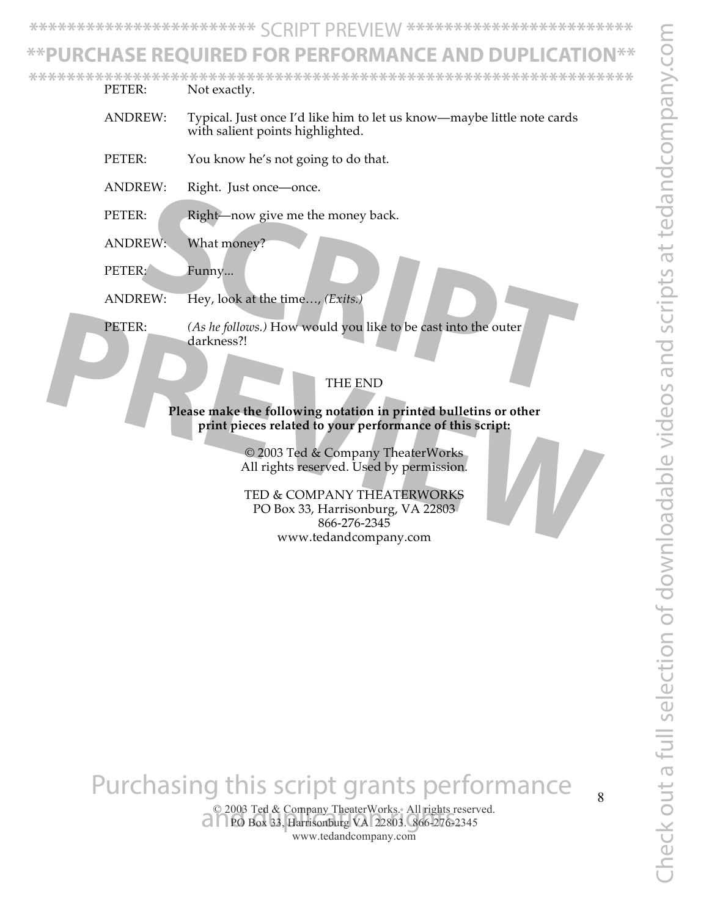PETER: Not exactly.

ANDREW: Typical. Just once I'd like him to let us know—maybe little note cards with salient points highlighted.

PETER: You know he's not going to do that.

ANDREW: Right. Just once—once.

PETER: Right—now give me the money back.

ANDREW: What money?

PETER: Funny...

ANDREW: Hey, look at the time…, *(Exits.)*

PETER: *(As he follows.)* How would you like to be cast into the outer darkness?!

THE END

**Please make the following notation in printed bulletins or other print pieces related to your performance of this script:**

© 2003 Ted & Company TheaterWorks
All rights reserved. Used by permission.

TED & COMPANY THEATERWORKS
PO Box 33, Harrisonburg, VA 22803
866-276-2345
www.tedandcompany.com